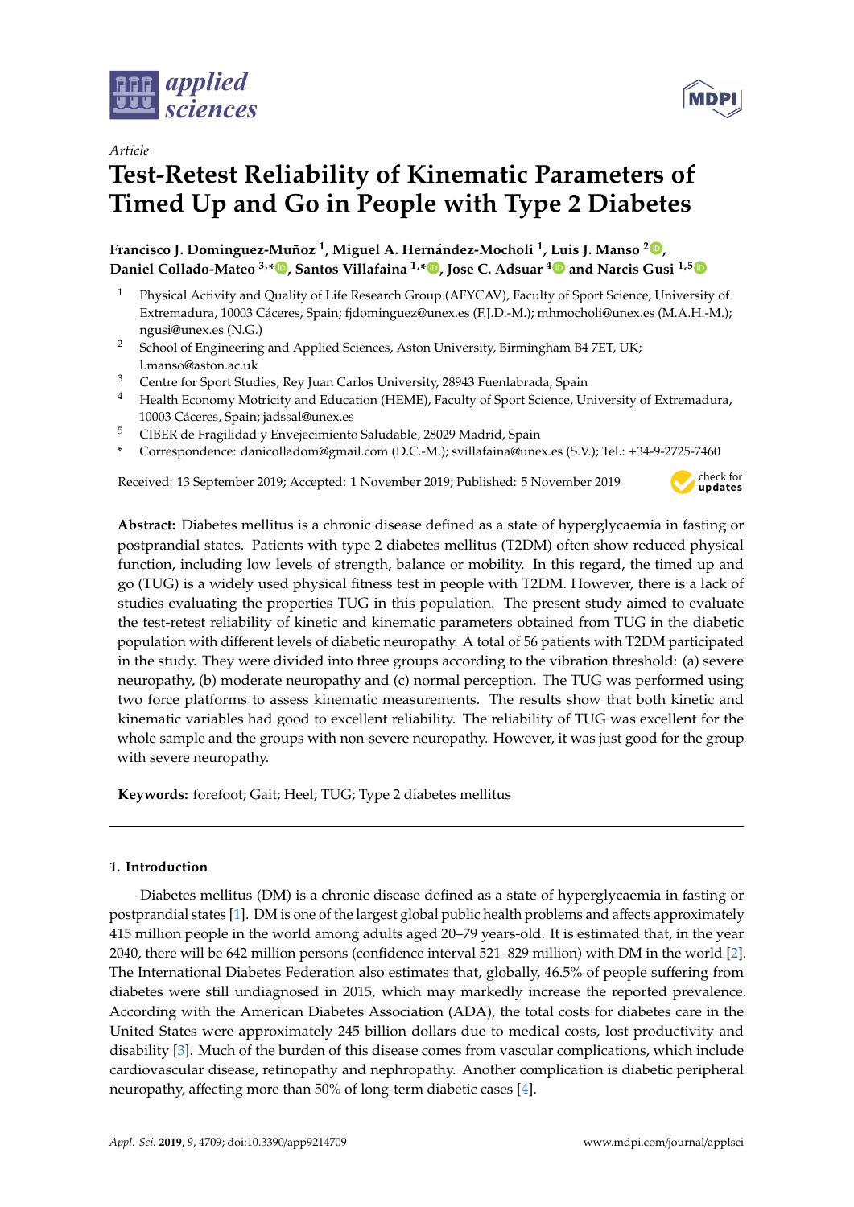*Article*

# Test-Retest Reliability of Kinematic Parameters of Timed Up and Go in People with Type 2 Diabetes

**Francisco J. Dominguez-Muñoz [1], Miguel A. Hernández-Mocholi [1], Luis J. Manso [2], Daniel Collado-Mateo [3,*], Santos Villafaina [1,*], Jose C. Adsuar [4] and Narcis Gusi [1,5]**

[1] Physical Activity and Quality of Life Research Group (AFYCAV), Faculty of Sport Science, University of Extremadura, 10003 Cáceres, Spain; fjdominguez@unex.es (F.J.D.-M.); mhmocholi@unex.es (M.A.H.-M.); ngusi@unex.es (N.G.)

[2] School of Engineering and Applied Sciences, Aston University, Birmingham B4 7ET, UK; l.manso@aston.ac.uk

[3] Centre for Sport Studies, Rey Juan Carlos University, 28943 Fuenlabrada, Spain

[4] Health Economy Motricity and Education (HEME), Faculty of Sport Science, University of Extremadura, 10003 Cáceres, Spain; jadssal@unex.es

[5] CIBER de Fragilidad y Envejecimiento Saludable, 28029 Madrid, Spain

\* Correspondence: danicolladom@gmail.com (D.C.-M.); svillafaina@unex.es (S.V.); Tel.: +34-9-2725-7460

Received: 13 September 2019; Accepted: 1 November 2019; Published: 5 November 2019

**Abstract:** Diabetes mellitus is a chronic disease defined as a state of hyperglycaemia in fasting or postprandial states. Patients with type 2 diabetes mellitus (T2DM) often show reduced physical function, including low levels of strength, balance or mobility. In this regard, the timed up and go (TUG) is a widely used physical fitness test in people with T2DM. However, there is a lack of studies evaluating the properties TUG in this population. The present study aimed to evaluate the test-retest reliability of kinetic and kinematic parameters obtained from TUG in the diabetic population with different levels of diabetic neuropathy. A total of 56 patients with T2DM participated in the study. They were divided into three groups according to the vibration threshold: (a) severe neuropathy, (b) moderate neuropathy and (c) normal perception. The TUG was performed using two force platforms to assess kinematic measurements. The results show that both kinetic and kinematic variables had good to excellent reliability. The reliability of TUG was excellent for the whole sample and the groups with non-severe neuropathy. However, it was just good for the group with severe neuropathy.

**Keywords:** forefoot; Gait; Heel; TUG; Type 2 diabetes mellitus

## 1. Introduction

Diabetes mellitus (DM) is a chronic disease defined as a state of hyperglycaemia in fasting or postprandial states [1]. DM is one of the largest global public health problems and affects approximately 415 million people in the world among adults aged 20–79 years-old. It is estimated that, in the year 2040, there will be 642 million persons (confidence interval 521–829 million) with DM in the world [2]. The International Diabetes Federation also estimates that, globally, 46.5% of people suffering from diabetes were still undiagnosed in 2015, which may markedly increase the reported prevalence. According with the American Diabetes Association (ADA), the total costs for diabetes care in the United States were approximately 245 billion dollars due to medical costs, lost productivity and disability [3]. Much of the burden of this disease comes from vascular complications, which include cardiovascular disease, retinopathy and nephropathy. Another complication is diabetic peripheral neuropathy, affecting more than 50% of long-term diabetic cases [4].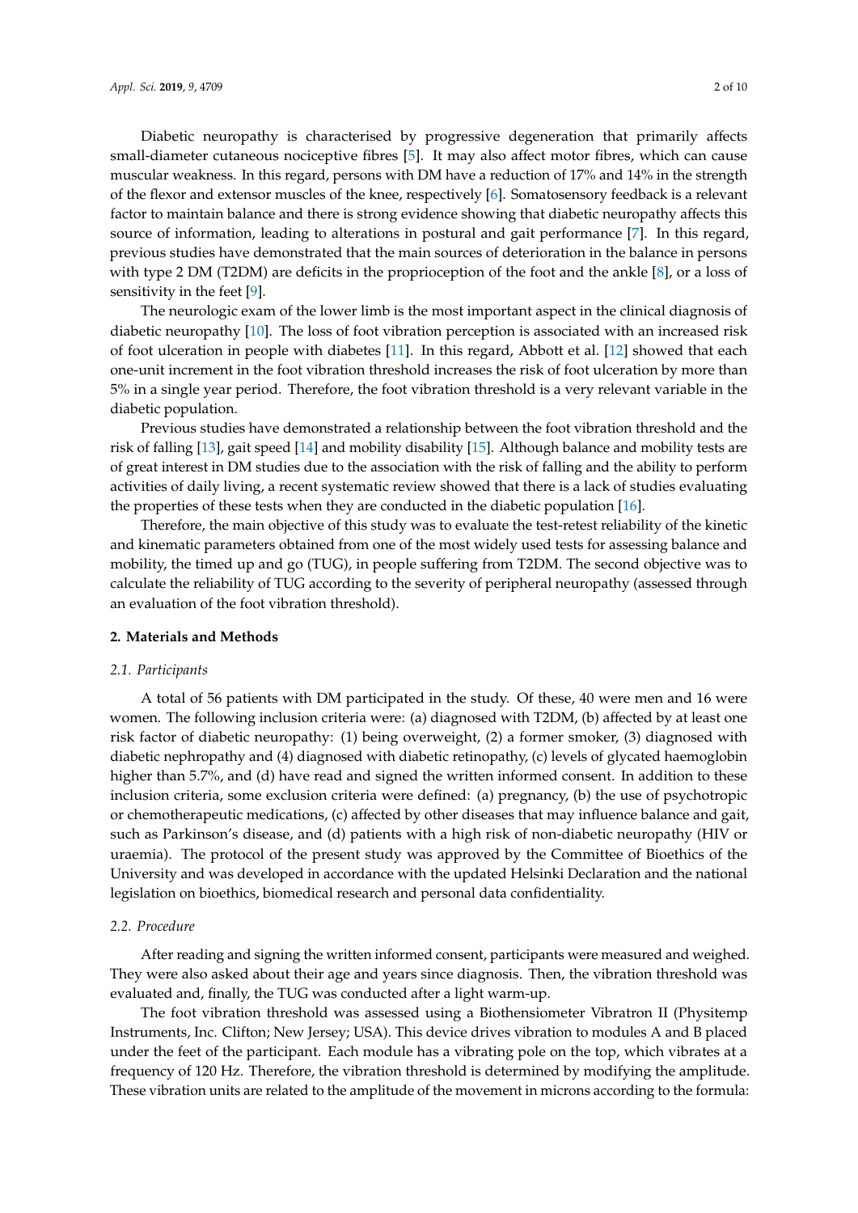Diabetic neuropathy is characterised by progressive degeneration that primarily affects small-diameter cutaneous nociceptive fibres [5]. It may also affect motor fibres, which can cause muscular weakness. In this regard, persons with DM have a reduction of 17% and 14% in the strength of the flexor and extensor muscles of the knee, respectively [6]. Somatosensory feedback is a relevant factor to maintain balance and there is strong evidence showing that diabetic neuropathy affects this source of information, leading to alterations in postural and gait performance [7]. In this regard, previous studies have demonstrated that the main sources of deterioration in the balance in persons with type 2 DM (T2DM) are deficits in the proprioception of the foot and the ankle [8], or a loss of sensitivity in the feet [9].

The neurologic exam of the lower limb is the most important aspect in the clinical diagnosis of diabetic neuropathy [10]. The loss of foot vibration perception is associated with an increased risk of foot ulceration in people with diabetes [11]. In this regard, Abbott et al. [12] showed that each one-unit increment in the foot vibration threshold increases the risk of foot ulceration by more than 5% in a single year period. Therefore, the foot vibration threshold is a very relevant variable in the diabetic population.

Previous studies have demonstrated a relationship between the foot vibration threshold and the risk of falling [13], gait speed [14] and mobility disability [15]. Although balance and mobility tests are of great interest in DM studies due to the association with the risk of falling and the ability to perform activities of daily living, a recent systematic review showed that there is a lack of studies evaluating the properties of these tests when they are conducted in the diabetic population [16].

Therefore, the main objective of this study was to evaluate the test-retest reliability of the kinetic and kinematic parameters obtained from one of the most widely used tests for assessing balance and mobility, the timed up and go (TUG), in people suffering from T2DM. The second objective was to calculate the reliability of TUG according to the severity of peripheral neuropathy (assessed through an evaluation of the foot vibration threshold).

## 2. Materials and Methods

### 2.1. Participants

A total of 56 patients with DM participated in the study. Of these, 40 were men and 16 were women. The following inclusion criteria were: (a) diagnosed with T2DM, (b) affected by at least one risk factor of diabetic neuropathy: (1) being overweight, (2) a former smoker, (3) diagnosed with diabetic nephropathy and (4) diagnosed with diabetic retinopathy, (c) levels of glycated haemoglobin higher than 5.7%, and (d) have read and signed the written informed consent. In addition to these inclusion criteria, some exclusion criteria were defined: (a) pregnancy, (b) the use of psychotropic or chemotherapeutic medications, (c) affected by other diseases that may influence balance and gait, such as Parkinson's disease, and (d) patients with a high risk of non-diabetic neuropathy (HIV or uraemia). The protocol of the present study was approved by the Committee of Bioethics of the University and was developed in accordance with the updated Helsinki Declaration and the national legislation on bioethics, biomedical research and personal data confidentiality.

### 2.2. Procedure

After reading and signing the written informed consent, participants were measured and weighed. They were also asked about their age and years since diagnosis. Then, the vibration threshold was evaluated and, finally, the TUG was conducted after a light warm-up.

The foot vibration threshold was assessed using a Biothensiometer Vibratron II (Physitemp Instruments, Inc. Clifton; New Jersey; USA). This device drives vibration to modules A and B placed under the feet of the participant. Each module has a vibrating pole on the top, which vibrates at a frequency of 120 Hz. Therefore, the vibration threshold is determined by modifying the amplitude. These vibration units are related to the amplitude of the movement in microns according to the formula: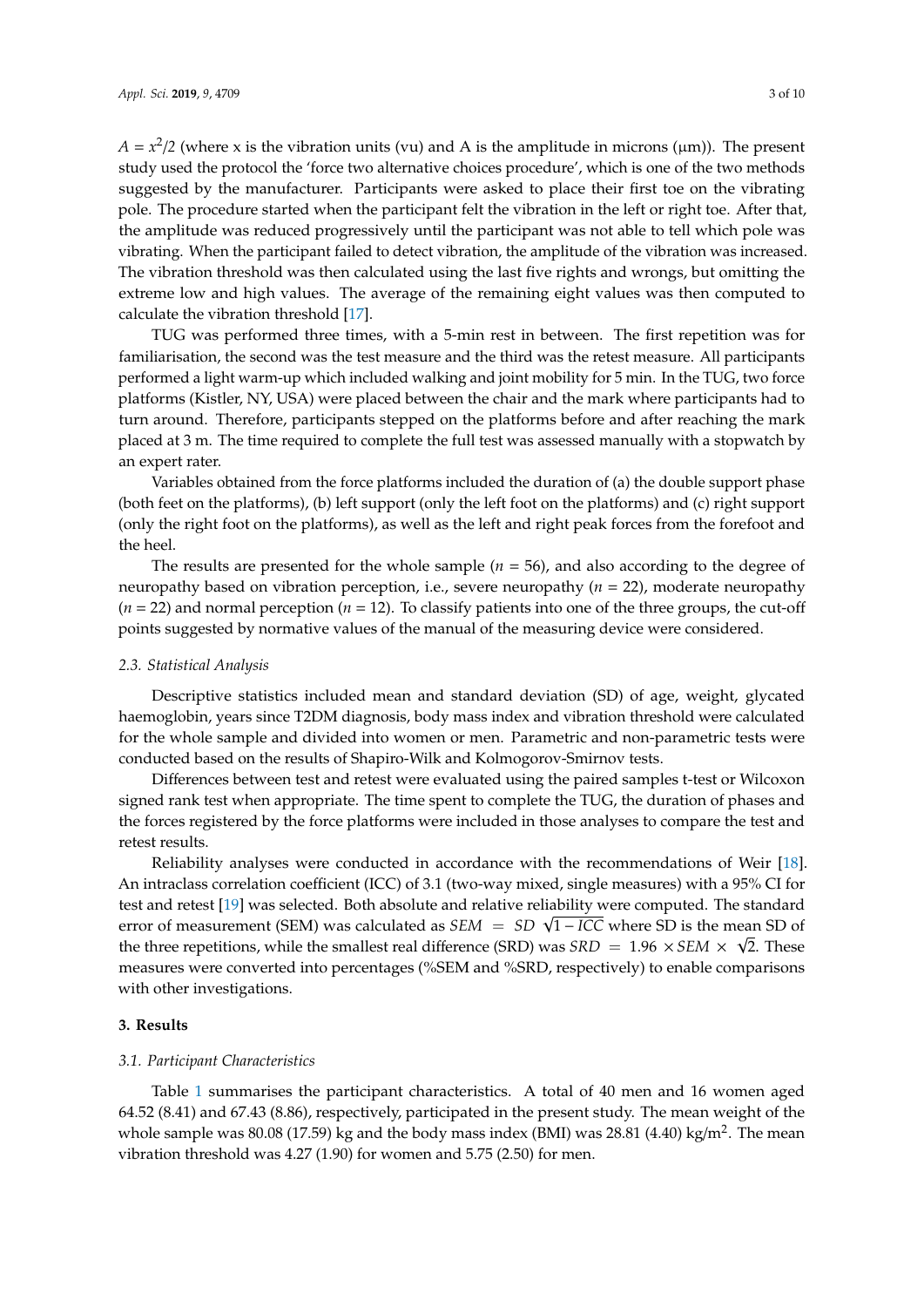$A = x^2/2$ (where x is the vibration units (vu) and A is the amplitude in microns (μm)). The present study used the protocol the 'force two alternative choices procedure', which is one of the two methods suggested by the manufacturer. Participants were asked to place their first toe on the vibrating pole. The procedure started when the participant felt the vibration in the left or right toe. After that, the amplitude was reduced progressively until the participant was not able to tell which pole was vibrating. When the participant failed to detect vibration, the amplitude of the vibration was increased. The vibration threshold was then calculated using the last five rights and wrongs, but omitting the extreme low and high values. The average of the remaining eight values was then computed to calculate the vibration threshold [17].

TUG was performed three times, with a 5-min rest in between. The first repetition was for familiarisation, the second was the test measure and the third was the retest measure. All participants performed a light warm-up which included walking and joint mobility for 5 min. In the TUG, two force platforms (Kistler, NY, USA) were placed between the chair and the mark where participants had to turn around. Therefore, participants stepped on the platforms before and after reaching the mark placed at 3 m. The time required to complete the full test was assessed manually with a stopwatch by an expert rater.

Variables obtained from the force platforms included the duration of (a) the double support phase (both feet on the platforms), (b) left support (only the left foot on the platforms) and (c) right support (only the right foot on the platforms), as well as the left and right peak forces from the forefoot and the heel.

The results are presented for the whole sample ($n$ = 56), and also according to the degree of neuropathy based on vibration perception, i.e., severe neuropathy ($n$ = 22), moderate neuropathy ($n$ = 22) and normal perception ($n$ = 12). To classify patients into one of the three groups, the cut-off points suggested by normative values of the manual of the measuring device were considered.

### 2.3. Statistical Analysis

Descriptive statistics included mean and standard deviation (SD) of age, weight, glycated haemoglobin, years since T2DM diagnosis, body mass index and vibration threshold were calculated for the whole sample and divided into women or men. Parametric and non-parametric tests were conducted based on the results of Shapiro-Wilk and Kolmogorov-Smirnov tests.

Differences between test and retest were evaluated using the paired samples t-test or Wilcoxon signed rank test when appropriate. The time spent to complete the TUG, the duration of phases and the forces registered by the force platforms were included in those analyses to compare the test and retest results.

Reliability analyses were conducted in accordance with the recommendations of Weir [18]. An intraclass correlation coefficient (ICC) of 3.1 (two-way mixed, single measures) with a 95% CI for test and retest [19] was selected. Both absolute and relative reliability were computed. The standard error of measurement (SEM) was calculated as $SEM = SD\sqrt{1-ICC}$ where SD is the mean SD of the three repetitions, while the smallest real difference (SRD) was $SRD = 1.96 \times SEM \times \sqrt{2}$. These measures were converted into percentages (%SEM and %SRD, respectively) to enable comparisons with other investigations.

## 3. Results

### 3.1. Participant Characteristics

Table 1 summarises the participant characteristics. A total of 40 men and 16 women aged 64.52 (8.41) and 67.43 (8.86), respectively, participated in the present study. The mean weight of the whole sample was 80.08 (17.59) kg and the body mass index (BMI) was 28.81 (4.40) kg/m$^2$. The mean vibration threshold was 4.27 (1.90) for women and 5.75 (2.50) for men.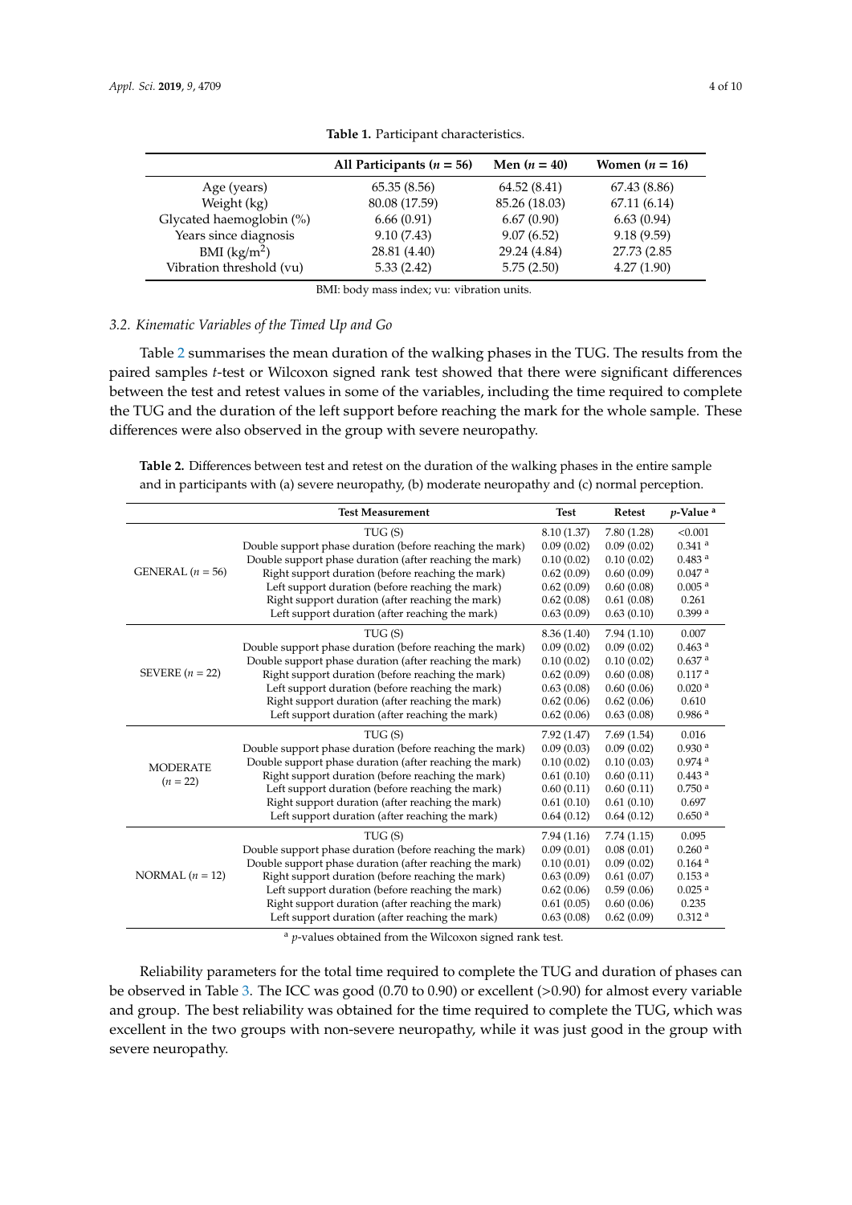**Table 1.** Participant characteristics.

| | All Participants ($n$ = 56) | Men ($n$ = 40) | Women ($n$ = 16) |
|---|---|---|---|
| Age (years) | 65.35 (8.56) | 64.52 (8.41) | 67.43 (8.86) |
| Weight (kg) | 80.08 (17.59) | 85.26 (18.03) | 67.11 (6.14) |
| Glycated haemoglobin (%) | 6.66 (0.91) | 6.67 (0.90) | 6.63 (0.94) |
| Years since diagnosis | 9.10 (7.43) | 9.07 (6.52) | 9.18 (9.59) |
| BMI (kg/m$^2$) | 28.81 (4.40) | 29.24 (4.84) | 27.73 (2.85 |
| Vibration threshold (vu) | 5.33 (2.42) | 5.75 (2.50) | 4.27 (1.90) |

BMI: body mass index; vu: vibration units.

### 3.2. Kinematic Variables of the Timed Up and Go

Table 2 summarises the mean duration of the walking phases in the TUG. The results from the paired samples *t*-test or Wilcoxon signed rank test showed that there were significant differences between the test and retest values in some of the variables, including the time required to complete the TUG and the duration of the left support before reaching the mark for the whole sample. These differences were also observed in the group with severe neuropathy.

**Table 2.** Differences between test and retest on the duration of the walking phases in the entire sample and in participants with (a) severe neuropathy, (b) moderate neuropathy and (c) normal perception.

| | Test Measurement | Test | Retest | $p$-Value [a] |
|---|---|---|---|---|
| GENERAL ($n$ = 56) | TUG (S) | 8.10 (1.37) | 7.80 (1.28) | <0.001 |
| | Double support phase duration (before reaching the mark) | 0.09 (0.02) | 0.09 (0.02) | 0.341 [a] |
| | Double support phase duration (after reaching the mark) | 0.10 (0.02) | 0.10 (0.02) | 0.483 [a] |
| | Right support duration (before reaching the mark) | 0.62 (0.09) | 0.60 (0.09) | 0.047 [a] |
| | Left support duration (before reaching the mark) | 0.62 (0.09) | 0.60 (0.08) | 0.005 [a] |
| | Right support duration (after reaching the mark) | 0.62 (0.08) | 0.61 (0.08) | 0.261 |
| | Left support duration (after reaching the mark) | 0.63 (0.09) | 0.63 (0.10) | 0.399 [a] |
| SEVERE ($n$ = 22) | TUG (S) | 8.36 (1.40) | 7.94 (1.10) | 0.007 |
| | Double support phase duration (before reaching the mark) | 0.09 (0.02) | 0.09 (0.02) | 0.463 [a] |
| | Double support phase duration (after reaching the mark) | 0.10 (0.02) | 0.10 (0.02) | 0.637 [a] |
| | Right support duration (before reaching the mark) | 0.62 (0.09) | 0.60 (0.08) | 0.117 [a] |
| | Left support duration (before reaching the mark) | 0.63 (0.08) | 0.60 (0.06) | 0.020 [a] |
| | Right support duration (after reaching the mark) | 0.62 (0.06) | 0.62 (0.06) | 0.610 |
| | Left support duration (after reaching the mark) | 0.62 (0.06) | 0.63 (0.08) | 0.986 [a] |
| MODERATE ($n$ = 22) | TUG (S) | 7.92 (1.47) | 7.69 (1.54) | 0.016 |
| | Double support phase duration (before reaching the mark) | 0.09 (0.03) | 0.09 (0.02) | 0.930 [a] |
| | Double support phase duration (after reaching the mark) | 0.10 (0.02) | 0.10 (0.03) | 0.974 [a] |
| | Right support duration (before reaching the mark) | 0.61 (0.10) | 0.60 (0.11) | 0.443 [a] |
| | Left support duration (before reaching the mark) | 0.60 (0.11) | 0.60 (0.11) | 0.750 [a] |
| | Right support duration (after reaching the mark) | 0.61 (0.10) | 0.61 (0.10) | 0.697 |
| | Left support duration (after reaching the mark) | 0.64 (0.12) | 0.64 (0.12) | 0.650 [a] |
| NORMAL ($n$ = 12) | TUG (S) | 7.94 (1.16) | 7.74 (1.15) | 0.095 |
| | Double support phase duration (before reaching the mark) | 0.09 (0.01) | 0.08 (0.01) | 0.260 [a] |
| | Double support phase duration (after reaching the mark) | 0.10 (0.01) | 0.09 (0.02) | 0.164 [a] |
| | Right support duration (before reaching the mark) | 0.63 (0.09) | 0.61 (0.07) | 0.153 [a] |
| | Left support duration (before reaching the mark) | 0.62 (0.06) | 0.59 (0.06) | 0.025 [a] |
| | Right support duration (after reaching the mark) | 0.61 (0.05) | 0.60 (0.06) | 0.235 |
| | Left support duration (after reaching the mark) | 0.63 (0.08) | 0.62 (0.09) | 0.312 [a] |

[a] $p$-values obtained from the Wilcoxon signed rank test.

Reliability parameters for the total time required to complete the TUG and duration of phases can be observed in Table 3. The ICC was good (0.70 to 0.90) or excellent (>0.90) for almost every variable and group. The best reliability was obtained for the time required to complete the TUG, which was excellent in the two groups with non-severe neuropathy, while it was just good in the group with severe neuropathy.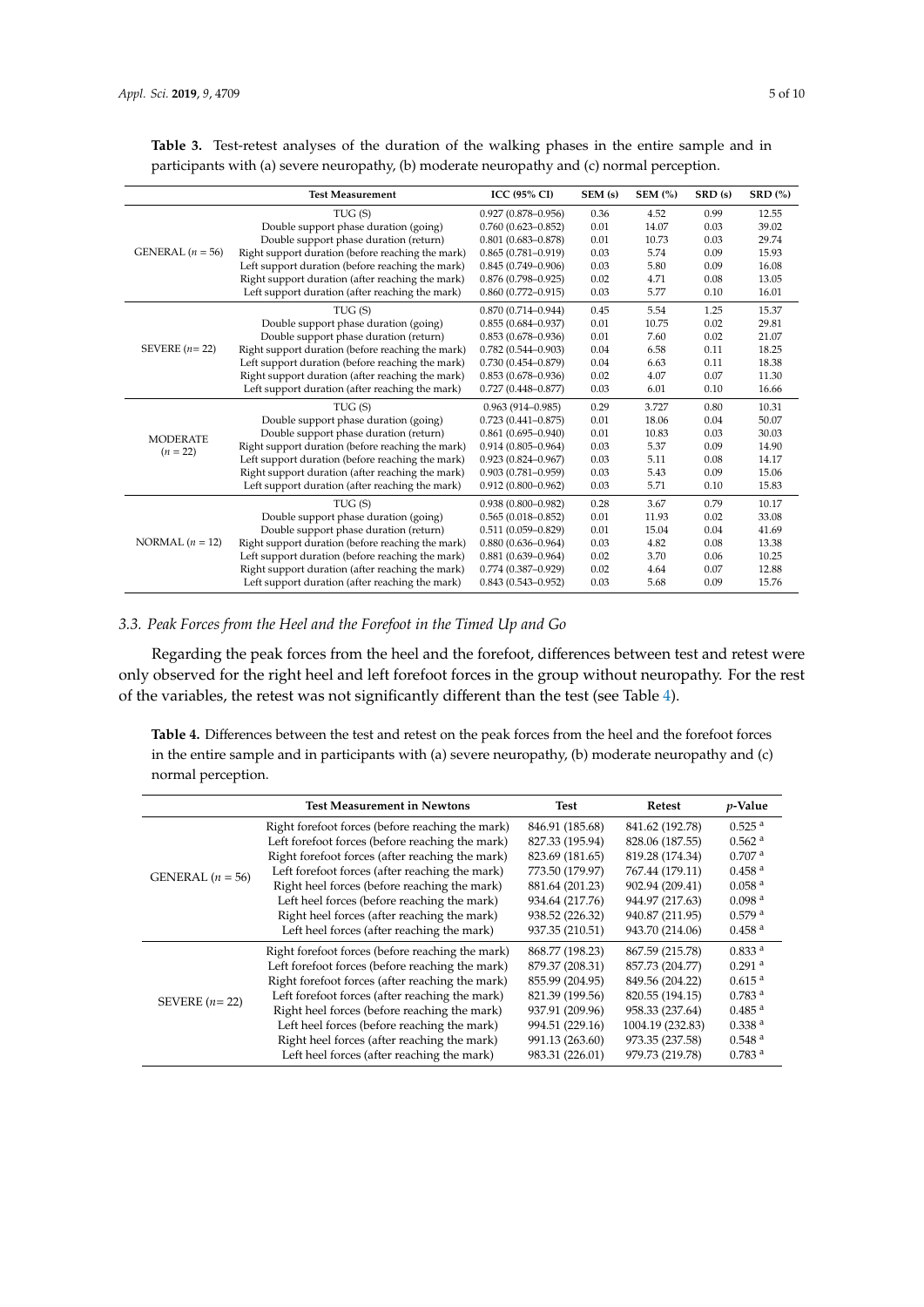**Table 3.** Test-retest analyses of the duration of the walking phases in the entire sample and in participants with (a) severe neuropathy, (b) moderate neuropathy and (c) normal perception.

| | Test Measurement | ICC (95% CI) | SEM (s) | SEM (%) | SRD (s) | SRD (%) |
|---|---|---|---|---|---|---|
| GENERAL ($n$ = 56) | TUG (S) | 0.927 (0.878–0.956) | 0.36 | 4.52 | 0.99 | 12.55 |
| | Double support phase duration (going) | 0.760 (0.623–0.852) | 0.01 | 14.07 | 0.03 | 39.02 |
| | Double support phase duration (return) | 0.801 (0.683–0.878) | 0.01 | 10.73 | 0.03 | 29.74 |
| | Right support duration (before reaching the mark) | 0.865 (0.781–0.919) | 0.03 | 5.74 | 0.09 | 15.93 |
| | Left support duration (before reaching the mark) | 0.845 (0.749–0.906) | 0.03 | 5.80 | 0.09 | 16.08 |
| | Right support duration (after reaching the mark) | 0.876 (0.798–0.925) | 0.02 | 4.71 | 0.08 | 13.05 |
| | Left support duration (after reaching the mark) | 0.860 (0.772–0.915) | 0.03 | 5.77 | 0.10 | 16.01 |
| SEVERE ($n$= 22) | TUG (S) | 0.870 (0.714–0.944) | 0.45 | 5.54 | 1.25 | 15.37 |
| | Double support phase duration (going) | 0.855 (0.684–0.937) | 0.01 | 10.75 | 0.02 | 29.81 |
| | Double support phase duration (return) | 0.853 (0.678–0.936) | 0.01 | 7.60 | 0.02 | 21.07 |
| | Right support duration (before reaching the mark) | 0.782 (0.544–0.903) | 0.04 | 6.58 | 0.11 | 18.25 |
| | Left support duration (before reaching the mark) | 0.730 (0.454–0.879) | 0.04 | 6.63 | 0.11 | 18.38 |
| | Right support duration (after reaching the mark) | 0.853 (0.678–0.936) | 0.02 | 4.07 | 0.07 | 11.30 |
| | Left support duration (after reaching the mark) | 0.727 (0.448–0.877) | 0.03 | 6.01 | 0.10 | 16.66 |
| MODERATE ($n$ = 22) | TUG (S) | 0.963 (914–0.985) | 0.29 | 3.727 | 0.80 | 10.31 |
| | Double support phase duration (going) | 0.723 (0.441–0.875) | 0.01 | 18.06 | 0.04 | 50.07 |
| | Double support phase duration (return) | 0.861 (0.695–0.940) | 0.01 | 10.83 | 0.03 | 30.03 |
| | Right support duration (before reaching the mark) | 0.914 (0.805–0.964) | 0.03 | 5.37 | 0.09 | 14.90 |
| | Left support duration (before reaching the mark) | 0.923 (0.824–0.967) | 0.03 | 5.11 | 0.08 | 14.17 |
| | Right support duration (after reaching the mark) | 0.903 (0.781–0.959) | 0.03 | 5.43 | 0.09 | 15.06 |
| | Left support duration (after reaching the mark) | 0.912 (0.800–0.962) | 0.03 | 5.71 | 0.10 | 15.83 |
| NORMAL ($n$ = 12) | TUG (S) | 0.938 (0.800–0.982) | 0.28 | 3.67 | 0.79 | 10.17 |
| | Double support phase duration (going) | 0.565 (0.018–0.852) | 0.01 | 11.93 | 0.02 | 33.08 |
| | Double support phase duration (return) | 0.511 (0.059–0.829) | 0.01 | 15.04 | 0.04 | 41.69 |
| | Right support duration (before reaching the mark) | 0.880 (0.636–0.964) | 0.03 | 4.82 | 0.08 | 13.38 |
| | Left support duration (before reaching the mark) | 0.881 (0.639–0.964) | 0.02 | 3.70 | 0.06 | 10.25 |
| | Right support duration (after reaching the mark) | 0.774 (0.387–0.929) | 0.02 | 4.64 | 0.07 | 12.88 |
| | Left support duration (after reaching the mark) | 0.843 (0.543–0.952) | 0.03 | 5.68 | 0.09 | 15.76 |

### *3.3. Peak Forces from the Heel and the Forefoot in the Timed Up and Go*

Regarding the peak forces from the heel and the forefoot, differences between test and retest were only observed for the right heel and left forefoot forces in the group without neuropathy. For the rest of the variables, the retest was not significantly different than the test (see Table 4).

**Table 4.** Differences between the test and retest on the peak forces from the heel and the forefoot forces in the entire sample and in participants with (a) severe neuropathy, (b) moderate neuropathy and (c) normal perception.

| | Test Measurement in Newtons | Test | Retest | $p$-Value |
|---|---|---|---|---|
| GENERAL ($n$ = 56) | Right forefoot forces (before reaching the mark) | 846.91 (185.68) | 841.62 (192.78) | 0.525 [a] |
| | Left forefoot forces (before reaching the mark) | 827.33 (195.94) | 828.06 (187.55) | 0.562 [a] |
| | Right forefoot forces (after reaching the mark) | 823.69 (181.65) | 819.28 (174.34) | 0.707 [a] |
| | Left forefoot forces (after reaching the mark) | 773.50 (179.97) | 767.44 (179.11) | 0.458 [a] |
| | Right heel forces (before reaching the mark) | 881.64 (201.23) | 902.94 (209.41) | 0.058 [a] |
| | Left heel forces (before reaching the mark) | 934.64 (217.76) | 944.97 (217.63) | 0.098 [a] |
| | Right heel forces (after reaching the mark) | 938.52 (226.32) | 940.87 (211.95) | 0.579 [a] |
| | Left heel forces (after reaching the mark) | 937.35 (210.51) | 943.70 (214.06) | 0.458 [a] |
| SEVERE ($n$= 22) | Right forefoot forces (before reaching the mark) | 868.77 (198.23) | 867.59 (215.78) | 0.833 [a] |
| | Left forefoot forces (before reaching the mark) | 879.37 (208.31) | 857.73 (204.77) | 0.291 [a] |
| | Right forefoot forces (after reaching the mark) | 855.99 (204.95) | 849.56 (204.22) | 0.615 [a] |
| | Left forefoot forces (after reaching the mark) | 821.39 (199.56) | 820.55 (194.15) | 0.783 [a] |
| | Right heel forces (before reaching the mark) | 937.91 (209.96) | 958.33 (237.64) | 0.485 [a] |
| | Left heel forces (before reaching the mark) | 994.51 (229.16) | 1004.19 (232.83) | 0.338 [a] |
| | Right heel forces (after reaching the mark) | 991.13 (263.60) | 973.35 (237.58) | 0.548 [a] |
| | Left heel forces (after reaching the mark) | 983.31 (226.01) | 979.73 (219.78) | 0.783 [a] |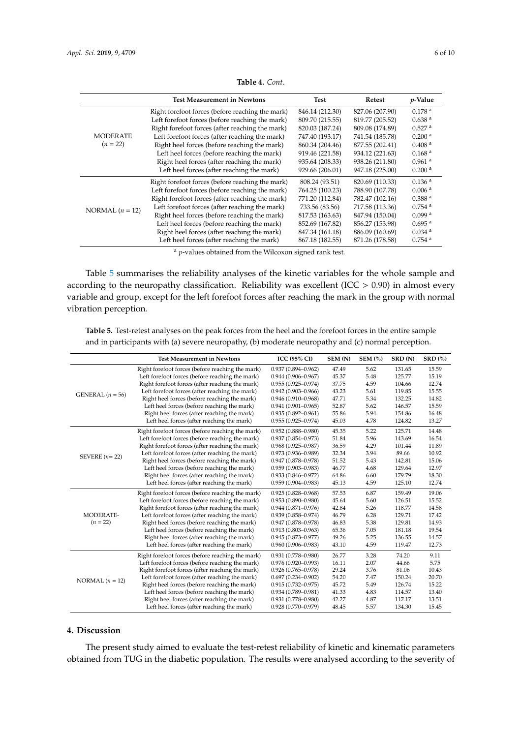**Table 4.** *Cont*.

| | Test Measurement in Newtons | Test | Retest | *p*-Value |
|---|---|---|---|---|
| MODERATE ($n$ = 22) | Right forefoot forces (before reaching the mark) | 846.14 (212.30) | 827.06 (207.90) | 0.178 [a] |
| | Left forefoot forces (before reaching the mark) | 809.70 (215.55) | 819.77 (205.52) | 0.638 [a] |
| | Right forefoot forces (after reaching the mark) | 820.03 (187.24) | 809.08 (174.89) | 0.527 [a] |
| | Left forefoot forces (after reaching the mark) | 747.40 (193.17) | 741.54 (185.78) | 0.200 [a] |
| | Right heel forces (before reaching the mark) | 860.34 (204.46) | 877.55 (202.41) | 0.408 [a] |
| | Left heel forces (before reaching the mark) | 919.46 (221.58) | 934.12 (221.63) | 0.168 [a] |
| | Right heel forces (after reaching the mark) | 935.64 (208.33) | 938.26 (211.80) | 0.961 [a] |
| | Left heel forces (after reaching the mark) | 929.66 (206.01) | 947.18 (225.00) | 0.200 [a] |
| NORMAL ($n$ = 12) | Right forefoot forces (before reaching the mark) | 808.24 (93.51) | 820.69 (110.33) | 0.136 [a] |
| | Left forefoot forces (before reaching the mark) | 764.25 (100.23) | 788.90 (107.78) | 0.006 [a] |
| | Right forefoot forces (after reaching the mark) | 771.20 (112.84) | 782.47 (102.16) | 0.388 [a] |
| | Left forefoot forces (after reaching the mark) | 733.56 (83.56) | 717.58 (113.36) | 0.754 [a] |
| | Right heel forces (before reaching the mark) | 817.53 (163.63) | 847.94 (150.04) | 0.099 [a] |
| | Left heel forces (before reaching the mark) | 852.69 (167.82) | 856.27 (153.98) | 0.695 [a] |
| | Right heel forces (after reaching the mark) | 847.34 (161.18) | 886.09 (160.69) | 0.034 [a] |
| | Left heel forces (after reaching the mark) | 867.18 (182.55) | 871.26 (178.58) | 0.754 [a] |

[a] *p*-values obtained from the Wilcoxon signed rank test.

Table 5 summarises the reliability analyses of the kinetic variables for the whole sample and according to the neuropathy classification. Reliability was excellent (ICC > 0.90) in almost every variable and group, except for the left forefoot forces after reaching the mark in the group with normal vibration perception.

**Table 5.** Test-retest analyses on the peak forces from the heel and the forefoot forces in the entire sample and in participants with (a) severe neuropathy, (b) moderate neuropathy and (c) normal perception.

| | Test Measurement in Newtons | ICC (95% CI) | SEM (N) | SEM (%) | SRD (N) | SRD (%) |
|---|---|---|---|---|---|---|
| GENERAL ($n$ = 56) | Right forefoot forces (before reaching the mark) | 0.937 (0.894–0.962) | 47.49 | 5.62 | 131.65 | 15.59 |
| | Left forefoot forces (before reaching the mark) | 0.944 (0.906–0.967) | 45.37 | 5.48 | 125.77 | 15.19 |
| | Right forefoot forces (after reaching the mark) | 0.955 (0.925–0.974) | 37.75 | 4.59 | 104.66 | 12.74 |
| | Left forefoot forces (after reaching the mark) | 0.942 (0.903–0.966) | 43.23 | 5.61 | 119.85 | 15.55 |
| | Right heel forces (before reaching the mark) | 0.946 (0.910–0.968) | 47.71 | 5.34 | 132.25 | 14.82 |
| | Left heel forces (before reaching the mark) | 0.941 (0.901–0.965) | 52.87 | 5.62 | 146.57 | 15.59 |
| | Right heel forces (after reaching the mark) | 0.935 (0.892–0.961) | 55.86 | 5.94 | 154.86 | 16.48 |
| | Left heel forces (after reaching the mark) | 0.955 (0.925–0.974) | 45.03 | 4.78 | 124.82 | 13.27 |
| SEVERE ($n$= 22) | Right forefoot forces (before reaching the mark) | 0.952 (0.888–0.980) | 45.35 | 5.22 | 125.71 | 14.48 |
| | Left forefoot forces (before reaching the mark) | 0.937 (0.854–0.973) | 51.84 | 5.96 | 143.69 | 16.54 |
| | Right forefoot forces (after reaching the mark) | 0.968 (0.925–0.987) | 36.59 | 4.29 | 101.44 | 11.89 |
| | Left forefoot forces (after reaching the mark) | 0.973 (0.936–0.989) | 32.34 | 3.94 | 89.66 | 10.92 |
| | Right heel forces (before reaching the mark) | 0.947 (0.878–0.978) | 51.52 | 5.43 | 142.81 | 15.06 |
| | Left heel forces (before reaching the mark) | 0.959 (0.903–0.983) | 46.77 | 4.68 | 129.64 | 12.97 |
| | Right heel forces (after reaching the mark) | 0.933 (0.846–0.972) | 64.86 | 6.60 | 179.79 | 18.30 |
| | Left heel forces (after reaching the mark) | 0.959 (0.904–0.983) | 45.13 | 4.59 | 125.10 | 12.74 |
| MODERATE- ($n$ = 22) | Right forefoot forces (before reaching the mark) | 0.925 (0.828–0.968) | 57.53 | 6.87 | 159.49 | 19.06 |
| | Left forefoot forces (before reaching the mark) | 0.953 (0.890–0.980) | 45.64 | 5.60 | 126.51 | 15.52 |
| | Right forefoot forces (after reaching the mark) | 0.944 (0.871–0.976) | 42.84 | 5.26 | 118.77 | 14.58 |
| | Left forefoot forces (after reaching the mark) | 0.939 (0.858–0.974) | 46.79 | 6.28 | 129.71 | 17.42 |
| | Right heel forces (before reaching the mark) | 0.947 (0.878–0.978) | 46.83 | 5.38 | 129.81 | 14.93 |
| | Left heel forces (before reaching the mark) | 0.913 (0.803–0.963) | 65.36 | 7.05 | 181.18 | 19.54 |
| | Right heel forces (after reaching the mark) | 0.945 (0.873–0.977) | 49.26 | 5.25 | 136.55 | 14.57 |
| | Left heel forces (after reaching the mark) | 0.960 (0.906–0.983) | 43.10 | 4.59 | 119.47 | 12.73 |
| NORMAL ($n$ = 12) | Right forefoot forces (before reaching the mark) | 0.931 (0.778–0.980) | 26.77 | 3.28 | 74.20 | 9.11 |
| | Left forefoot forces (before reaching the mark) | 0.976 (0.920–0.993) | 16.11 | 2.07 | 44.66 | 5.75 |
| | Right forefoot forces (after reaching the mark) | 0.926 (0.765–0.978) | 29.24 | 3.76 | 81.06 | 10.43 |
| | Left forefoot forces (after reaching the mark) | 0.697 (0.234–0.902) | 54.20 | 7.47 | 150.24 | 20.70 |
| | Right heel forces (before reaching the mark) | 0.915 (0.732–0.975) | 45.72 | 5.49 | 126.74 | 15.22 |
| | Left heel forces (before reaching the mark) | 0.934 (0.789–0.981) | 41.33 | 4.83 | 114.57 | 13.40 |
| | Right heel forces (after reaching the mark) | 0.931 (0.778–0.980) | 42.27 | 4.87 | 117.17 | 13.51 |
| | Left heel forces (after reaching the mark) | 0.928 (0.770–0.979) | 48.45 | 5.57 | 134.30 | 15.45 |

## 4. Discussion

The present study aimed to evaluate the test-retest reliability of kinetic and kinematic parameters obtained from TUG in the diabetic population. The results were analysed according to the severity of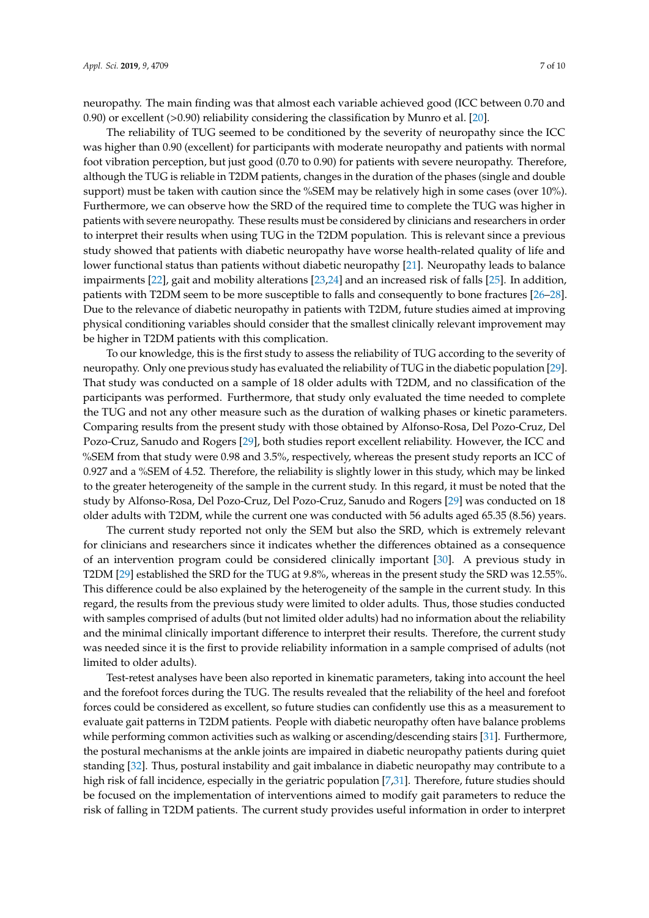neuropathy. The main finding was that almost each variable achieved good (ICC between 0.70 and 0.90) or excellent (>0.90) reliability considering the classification by Munro et al. [20].

The reliability of TUG seemed to be conditioned by the severity of neuropathy since the ICC was higher than 0.90 (excellent) for participants with moderate neuropathy and patients with normal foot vibration perception, but just good (0.70 to 0.90) for patients with severe neuropathy. Therefore, although the TUG is reliable in T2DM patients, changes in the duration of the phases (single and double support) must be taken with caution since the %SEM may be relatively high in some cases (over 10%). Furthermore, we can observe how the SRD of the required time to complete the TUG was higher in patients with severe neuropathy. These results must be considered by clinicians and researchers in order to interpret their results when using TUG in the T2DM population. This is relevant since a previous study showed that patients with diabetic neuropathy have worse health-related quality of life and lower functional status than patients without diabetic neuropathy [21]. Neuropathy leads to balance impairments [22], gait and mobility alterations [23,24] and an increased risk of falls [25]. In addition, patients with T2DM seem to be more susceptible to falls and consequently to bone fractures [26–28]. Due to the relevance of diabetic neuropathy in patients with T2DM, future studies aimed at improving physical conditioning variables should consider that the smallest clinically relevant improvement may be higher in T2DM patients with this complication.

To our knowledge, this is the first study to assess the reliability of TUG according to the severity of neuropathy. Only one previous study has evaluated the reliability of TUG in the diabetic population [29]. That study was conducted on a sample of 18 older adults with T2DM, and no classification of the participants was performed. Furthermore, that study only evaluated the time needed to complete the TUG and not any other measure such as the duration of walking phases or kinetic parameters. Comparing results from the present study with those obtained by Alfonso-Rosa, Del Pozo-Cruz, Del Pozo-Cruz, Sanudo and Rogers [29], both studies report excellent reliability. However, the ICC and %SEM from that study were 0.98 and 3.5%, respectively, whereas the present study reports an ICC of 0.927 and a %SEM of 4.52. Therefore, the reliability is slightly lower in this study, which may be linked to the greater heterogeneity of the sample in the current study. In this regard, it must be noted that the study by Alfonso-Rosa, Del Pozo-Cruz, Del Pozo-Cruz, Sanudo and Rogers [29] was conducted on 18 older adults with T2DM, while the current one was conducted with 56 adults aged 65.35 (8.56) years.

The current study reported not only the SEM but also the SRD, which is extremely relevant for clinicians and researchers since it indicates whether the differences obtained as a consequence of an intervention program could be considered clinically important [30]. A previous study in T2DM [29] established the SRD for the TUG at 9.8%, whereas in the present study the SRD was 12.55%. This difference could be also explained by the heterogeneity of the sample in the current study. In this regard, the results from the previous study were limited to older adults. Thus, those studies conducted with samples comprised of adults (but not limited older adults) had no information about the reliability and the minimal clinically important difference to interpret their results. Therefore, the current study was needed since it is the first to provide reliability information in a sample comprised of adults (not limited to older adults).

Test-retest analyses have been also reported in kinematic parameters, taking into account the heel and the forefoot forces during the TUG. The results revealed that the reliability of the heel and forefoot forces could be considered as excellent, so future studies can confidently use this as a measurement to evaluate gait patterns in T2DM patients. People with diabetic neuropathy often have balance problems while performing common activities such as walking or ascending/descending stairs [31]. Furthermore, the postural mechanisms at the ankle joints are impaired in diabetic neuropathy patients during quiet standing [32]. Thus, postural instability and gait imbalance in diabetic neuropathy may contribute to a high risk of fall incidence, especially in the geriatric population [7,31]. Therefore, future studies should be focused on the implementation of interventions aimed to modify gait parameters to reduce the risk of falling in T2DM patients. The current study provides useful information in order to interpret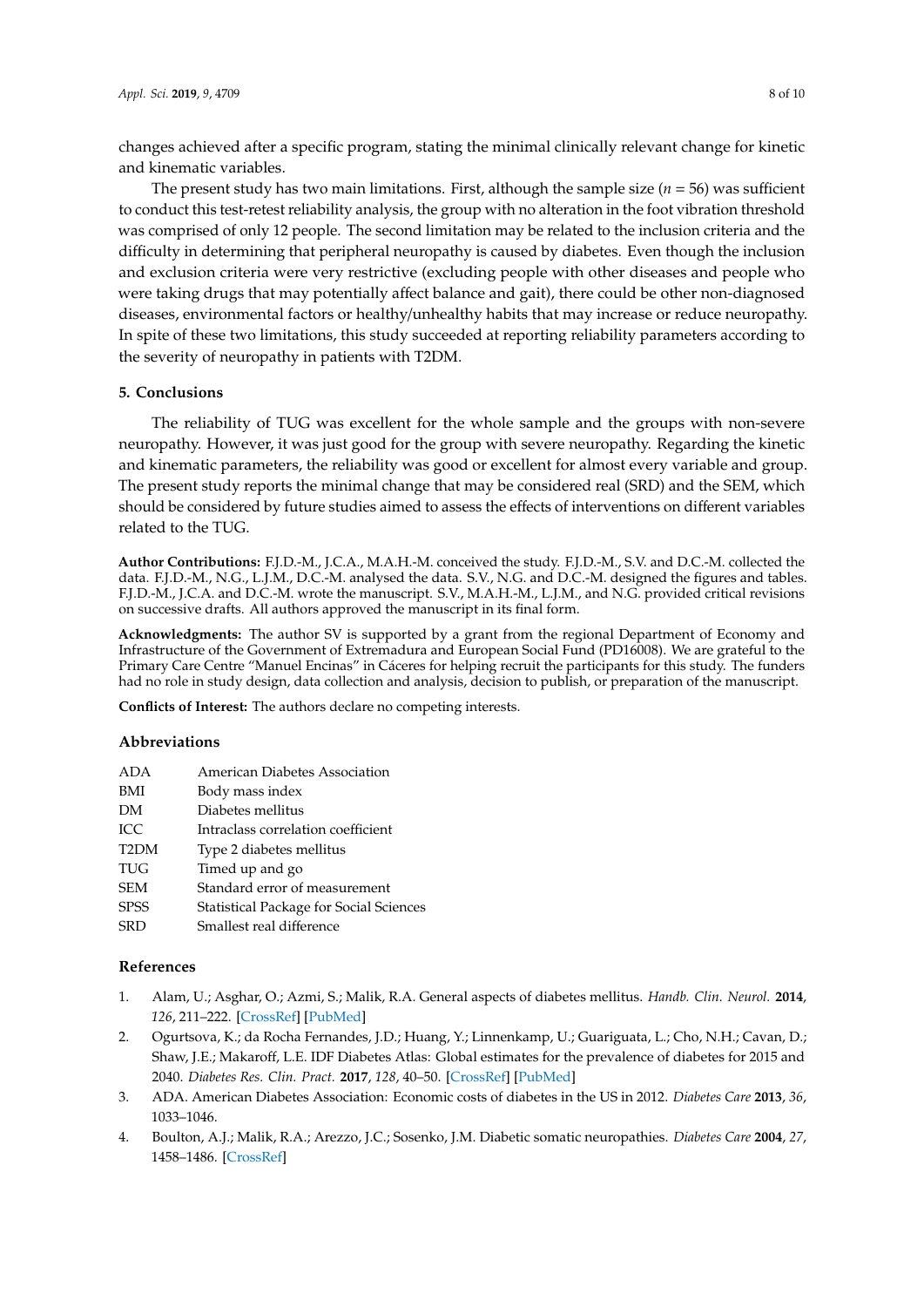changes achieved after a specific program, stating the minimal clinically relevant change for kinetic and kinematic variables.

The present study has two main limitations. First, although the sample size ($n$ = 56) was sufficient to conduct this test-retest reliability analysis, the group with no alteration in the foot vibration threshold was comprised of only 12 people. The second limitation may be related to the inclusion criteria and the difficulty in determining that peripheral neuropathy is caused by diabetes. Even though the inclusion and exclusion criteria were very restrictive (excluding people with other diseases and people who were taking drugs that may potentially affect balance and gait), there could be other non-diagnosed diseases, environmental factors or healthy/unhealthy habits that may increase or reduce neuropathy. In spite of these two limitations, this study succeeded at reporting reliability parameters according to the severity of neuropathy in patients with T2DM.

## 5. Conclusions

The reliability of TUG was excellent for the whole sample and the groups with non-severe neuropathy. However, it was just good for the group with severe neuropathy. Regarding the kinetic and kinematic parameters, the reliability was good or excellent for almost every variable and group. The present study reports the minimal change that may be considered real (SRD) and the SEM, which should be considered by future studies aimed to assess the effects of interventions on different variables related to the TUG.

**Author Contributions:** F.J.D.-M., J.C.A., M.A.H.-M. conceived the study. F.J.D.-M., S.V. and D.C.-M. collected the data. F.J.D.-M., N.G., L.J.M., D.C.-M. analysed the data. S.V., N.G. and D.C.-M. designed the figures and tables. F.J.D.-M., J.C.A. and D.C.-M. wrote the manuscript. S.V., M.A.H.-M., L.J.M., and N.G. provided critical revisions on successive drafts. All authors approved the manuscript in its final form.

**Acknowledgments:** The author SV is supported by a grant from the regional Department of Economy and Infrastructure of the Government of Extremadura and European Social Fund (PD16008). We are grateful to the Primary Care Centre "Manuel Encinas" in Cáceres for helping recruit the participants for this study. The funders had no role in study design, data collection and analysis, decision to publish, or preparation of the manuscript.

**Conflicts of Interest:** The authors declare no competing interests.

## Abbreviations

| | |
|---|---|
| ADA | American Diabetes Association |
| BMI | Body mass index |
| DM | Diabetes mellitus |
| ICC | Intraclass correlation coefficient |
| T2DM | Type 2 diabetes mellitus |
| TUG | Timed up and go |
| SEM | Standard error of measurement |
| SPSS | Statistical Package for Social Sciences |
| SRD | Smallest real difference |

## References

1. Alam, U.; Asghar, O.; Azmi, S.; Malik, R.A. General aspects of diabetes mellitus. *Handb. Clin. Neurol.* **2014**, *126*, 211–222. [CrossRef] [PubMed]
2. Ogurtsova, K.; da Rocha Fernandes, J.D.; Huang, Y.; Linnenkamp, U.; Guariguata, L.; Cho, N.H.; Cavan, D.; Shaw, J.E.; Makaroff, L.E. IDF Diabetes Atlas: Global estimates for the prevalence of diabetes for 2015 and 2040. *Diabetes Res. Clin. Pract.* **2017**, *128*, 40–50. [CrossRef] [PubMed]
3. ADA. American Diabetes Association: Economic costs of diabetes in the US in 2012. *Diabetes Care* **2013**, *36*, 1033–1046.
4. Boulton, A.J.; Malik, R.A.; Arezzo, J.C.; Sosenko, J.M. Diabetic somatic neuropathies. *Diabetes Care* **2004**, *27*, 1458–1486. [CrossRef]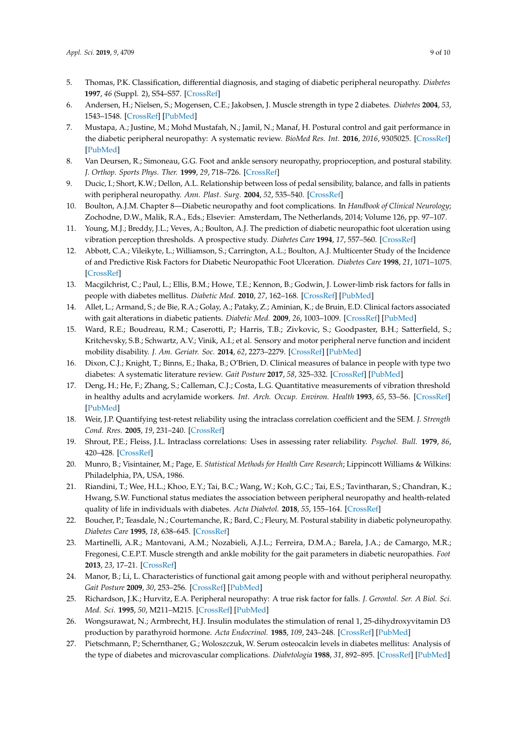5. Thomas, P.K. Classification, differential diagnosis, and staging of diabetic peripheral neuropathy. *Diabetes* **1997**, *46* (Suppl. 2), S54–S57. [CrossRef]
6. Andersen, H.; Nielsen, S.; Mogensen, C.E.; Jakobsen, J. Muscle strength in type 2 diabetes. *Diabetes* **2004**, *53*, 1543–1548. [CrossRef] [PubMed]
7. Mustapa, A.; Justine, M.; Mohd Mustafah, N.; Jamil, N.; Manaf, H. Postural control and gait performance in the diabetic peripheral neuropathy: A systematic review. *BioMed Res. Int.* **2016**, *2016*, 9305025. [CrossRef] [PubMed]
8. Van Deursen, R.; Simoneau, G.G. Foot and ankle sensory neuropathy, proprioception, and postural stability. *J. Orthop. Sports Phys. Ther.* **1999**, *29*, 718–726. [CrossRef]
9. Ducic, I.; Short, K.W.; Dellon, A.L. Relationship between loss of pedal sensibility, balance, and falls in patients with peripheral neuropathy. *Ann. Plast. Surg.* **2004**, *52*, 535–540. [CrossRef]
10. Boulton, A.J.M. Chapter 8—Diabetic neuropathy and foot complications. In *Handbook of Clinical Neurology*; Zochodne, D.W., Malik, R.A., Eds.; Elsevier: Amsterdam, The Netherlands, 2014; Volume 126, pp. 97–107.
11. Young, M.J.; Breddy, J.L.; Veves, A.; Boulton, A.J. The prediction of diabetic neuropathic foot ulceration using vibration perception thresholds. A prospective study. *Diabetes Care* **1994**, *17*, 557–560. [CrossRef]
12. Abbott, C.A.; Vileikyte, L.; Williamson, S.; Carrington, A.L.; Boulton, A.J. Multicenter Study of the Incidence of and Predictive Risk Factors for Diabetic Neuropathic Foot Ulceration. *Diabetes Care* **1998**, *21*, 1071–1075. [CrossRef]
13. Macgilchrist, C.; Paul, L.; Ellis, B.M.; Howe, T.E.; Kennon, B.; Godwin, J. Lower-limb risk factors for falls in people with diabetes mellitus. *Diabetic Med.* **2010**, *27*, 162–168. [CrossRef] [PubMed]
14. Allet, L.; Armand, S.; de Bie, R.A.; Golay, A.; Pataky, Z.; Aminian, K.; de Bruin, E.D. Clinical factors associated with gait alterations in diabetic patients. *Diabetic Med.* **2009**, *26*, 1003–1009. [CrossRef] [PubMed]
15. Ward, R.E.; Boudreau, R.M.; Caserotti, P.; Harris, T.B.; Zivkovic, S.; Goodpaster, B.H.; Satterfield, S.; Kritchevsky, S.B.; Schwartz, A.V.; Vinik, A.I.; et al. Sensory and motor peripheral nerve function and incident mobility disability. *J. Am. Geriatr. Soc.* **2014**, *62*, 2273–2279. [CrossRef] [PubMed]
16. Dixon, C.J.; Knight, T.; Binns, E.; Ihaka, B.; O'Brien, D. Clinical measures of balance in people with type two diabetes: A systematic literature review. *Gait Posture* **2017**, *58*, 325–332. [CrossRef] [PubMed]
17. Deng, H.; He, F.; Zhang, S.; Calleman, C.J.; Costa, L.G. Quantitative measurements of vibration threshold in healthy adults and acrylamide workers. *Int. Arch. Occup. Environ. Health* **1993**, *65*, 53–56. [CrossRef] [PubMed]
18. Weir, J.P. Quantifying test-retest reliability using the intraclass correlation coefficient and the SEM. *J. Strength Cond. Rres.* **2005**, *19*, 231–240. [CrossRef]
19. Shrout, P.E.; Fleiss, J.L. Intraclass correlations: Uses in assessing rater reliability. *Psychol. Bull.* **1979**, *86*, 420–428. [CrossRef]
20. Munro, B.; Visintainer, M.; Page, E. *Statistical Methods for Health Care Research*; Lippincott Williams & Wilkins: Philadelphia, PA, USA, 1986.
21. Riandini, T.; Wee, H.L.; Khoo, E.Y.; Tai, B.C.; Wang, W.; Koh, G.C.; Tai, E.S.; Tavintharan, S.; Chandran, K.; Hwang, S.W. Functional status mediates the association between peripheral neuropathy and health-related quality of life in individuals with diabetes. *Acta Diabetol.* **2018**, *55*, 155–164. [CrossRef]
22. Boucher, P.; Teasdale, N.; Courtemanche, R.; Bard, C.; Fleury, M. Postural stability in diabetic polyneuropathy. *Diabetes Care* **1995**, *18*, 638–645. [CrossRef]
23. Martinelli, A.R.; Mantovani, A.M.; Nozabieli, A.J.L.; Ferreira, D.M.A.; Barela, J.A.; de Camargo, M.R.; Fregonesi, C.E.P.T. Muscle strength and ankle mobility for the gait parameters in diabetic neuropathies. *Foot* **2013**, *23*, 17–21. [CrossRef]
24. Manor, B.; Li, L. Characteristics of functional gait among people with and without peripheral neuropathy. *Gait Posture* **2009**, *30*, 253–256. [CrossRef] [PubMed]
25. Richardson, J.K.; Hurvitz, E.A. Peripheral neuropathy: A true risk factor for falls. *J. Gerontol. Ser. A Biol. Sci. Med. Sci.* **1995**, *50*, M211–M215. [CrossRef] [PubMed]
26. Wongsurawat, N.; Armbrecht, H.J. Insulin modulates the stimulation of renal 1, 25-dihydroxyvitamin D3 production by parathyroid hormone. *Acta Endocrinol.* **1985**, *109*, 243–248. [CrossRef] [PubMed]
27. Pietschmann, P.; Schernthaner, G.; Woloszczuk, W. Serum osteocalcin levels in diabetes mellitus: Analysis of the type of diabetes and microvascular complications. *Diabetologia* **1988**, *31*, 892–895. [CrossRef] [PubMed]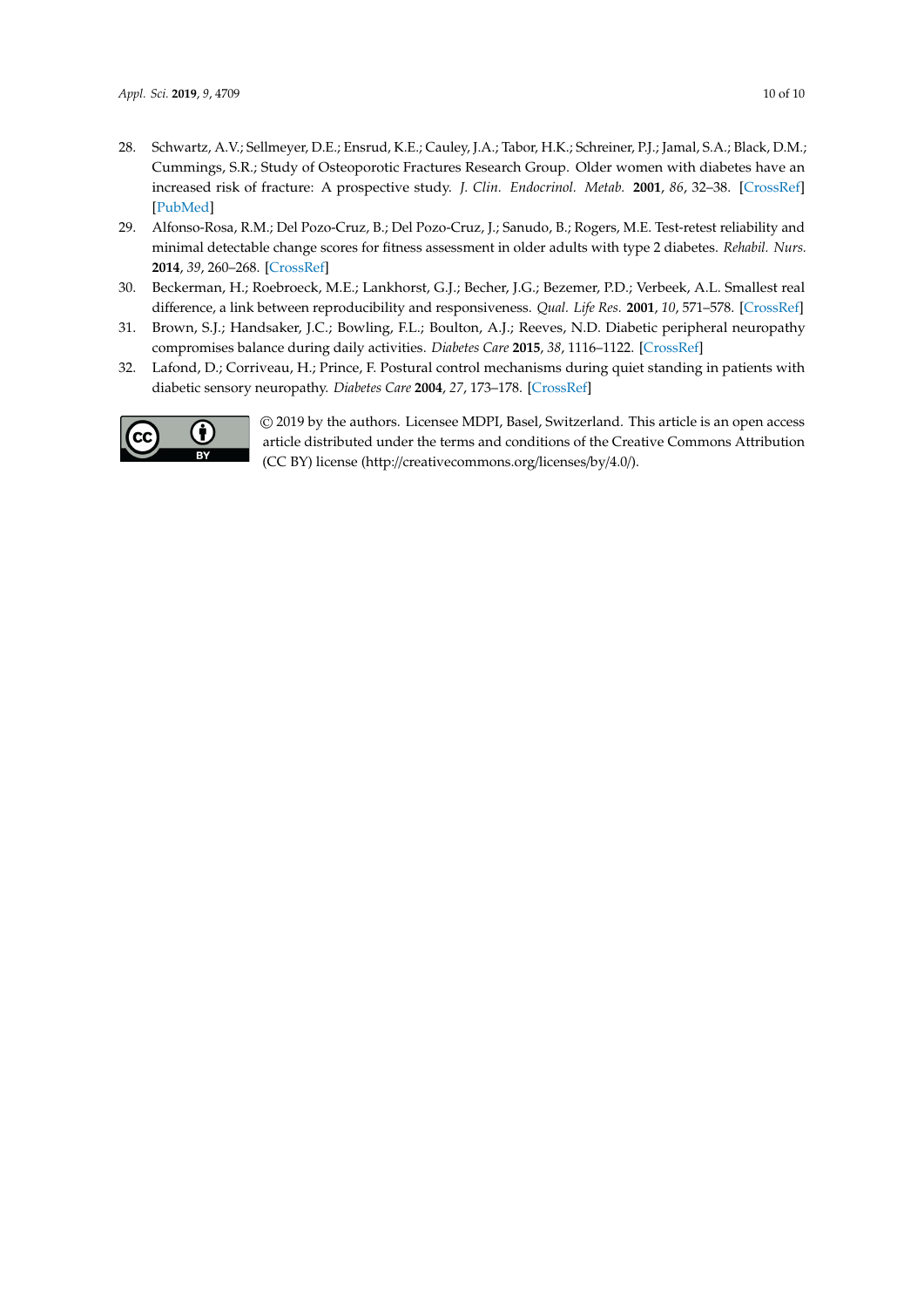28. Schwartz, A.V.; Sellmeyer, D.E.; Ensrud, K.E.; Cauley, J.A.; Tabor, H.K.; Schreiner, P.J.; Jamal, S.A.; Black, D.M.; Cummings, S.R.; Study of Osteoporotic Fractures Research Group. Older women with diabetes have an increased risk of fracture: A prospective study. *J. Clin. Endocrinol. Metab.* **2001**, *86*, 32–38. [CrossRef] [PubMed]
29. Alfonso-Rosa, R.M.; Del Pozo-Cruz, B.; Del Pozo-Cruz, J.; Sanudo, B.; Rogers, M.E. Test-retest reliability and minimal detectable change scores for fitness assessment in older adults with type 2 diabetes. *Rehabil. Nurs.* **2014**, *39*, 260–268. [CrossRef]
30. Beckerman, H.; Roebroeck, M.E.; Lankhorst, G.J.; Becher, J.G.; Bezemer, P.D.; Verbeek, A.L. Smallest real difference, a link between reproducibility and responsiveness. *Qual. Life Res.* **2001**, *10*, 571–578. [CrossRef]
31. Brown, S.J.; Handsaker, J.C.; Bowling, F.L.; Boulton, A.J.; Reeves, N.D. Diabetic peripheral neuropathy compromises balance during daily activities. *Diabetes Care* **2015**, *38*, 1116–1122. [CrossRef]
32. Lafond, D.; Corriveau, H.; Prince, F. Postural control mechanisms during quiet standing in patients with diabetic sensory neuropathy. *Diabetes Care* **2004**, *27*, 173–178. [CrossRef]

© 2019 by the authors. Licensee MDPI, Basel, Switzerland. This article is an open access article distributed under the terms and conditions of the Creative Commons Attribution (CC BY) license (http://creativecommons.org/licenses/by/4.0/).